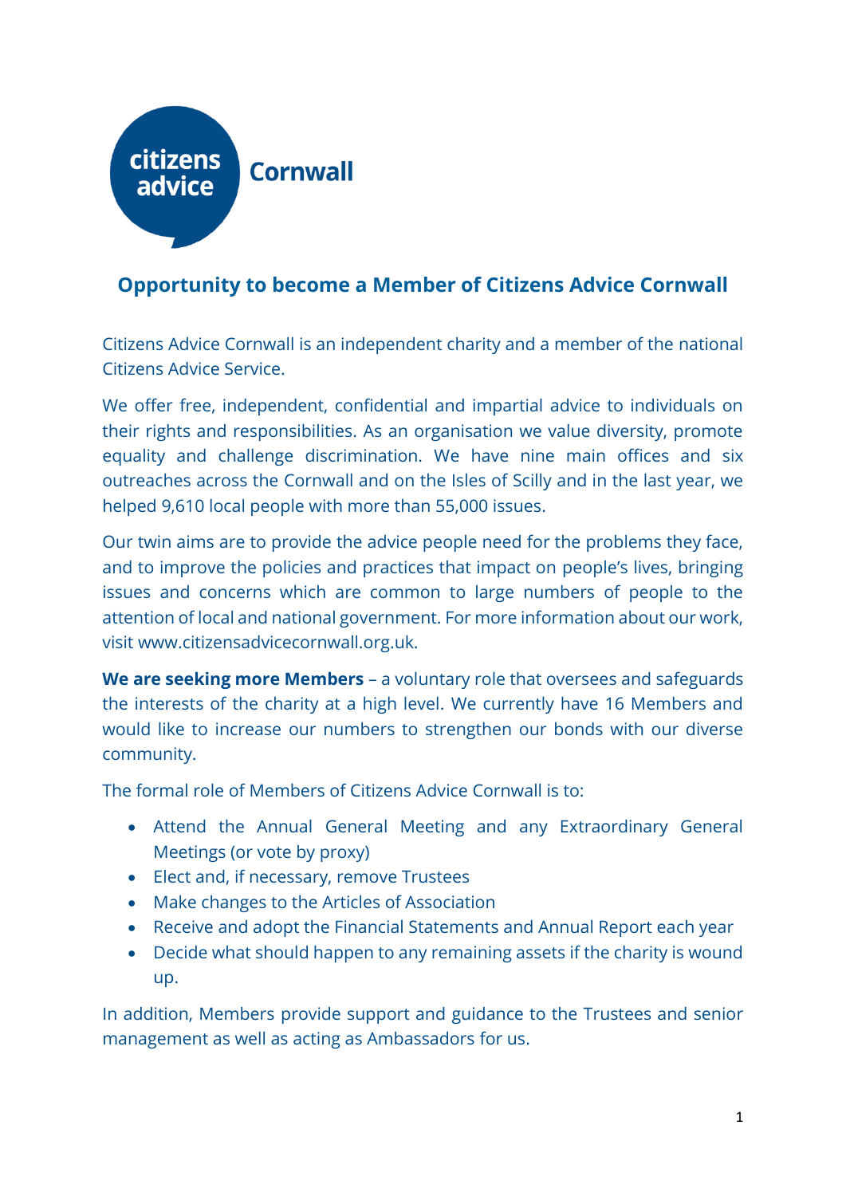citizens advice Cornwall

## Opportunity to become a Member of Citizens Advice Cornwall

Citizens Advice Cornwall is an independent charity and a member of the national Citizens Advice Service.

We offer free, independent, confidential and impartial advice to individuals on their rights and responsibilities. As an organisation we value diversity, promote equality and challenge discrimination. We have nine main offices and six outreaches across the Cornwall and on the Isles of Scilly and in the last year, we helped 9,610 local people with more than 55,000 issues.

Our twin aims are to provide the advice people need for the problems they face, and to improve the policies and practices that impact on people's lives, bringing issues and concerns which are common to large numbers of people to the attention of local and national government. For more information about our work, visit www.citizensadvicecornwall.org.uk.

**We are seeking more Members** – a voluntary role that oversees and safeguards the interests of the charity at a high level. We currently have 16 Members and would like to increase our numbers to strengthen our bonds with our diverse community.

The formal role of Members of Citizens Advice Cornwall is to:

- Attend the Annual General Meeting and any Extraordinary General Meetings (or vote by proxy)
- Elect and, if necessary, remove Trustees
- Make changes to the Articles of Association
- Receive and adopt the Financial Statements and Annual Report each year
- Decide what should happen to any remaining assets if the charity is wound up.

In addition, Members provide support and guidance to the Trustees and senior management as well as acting as Ambassadors for us.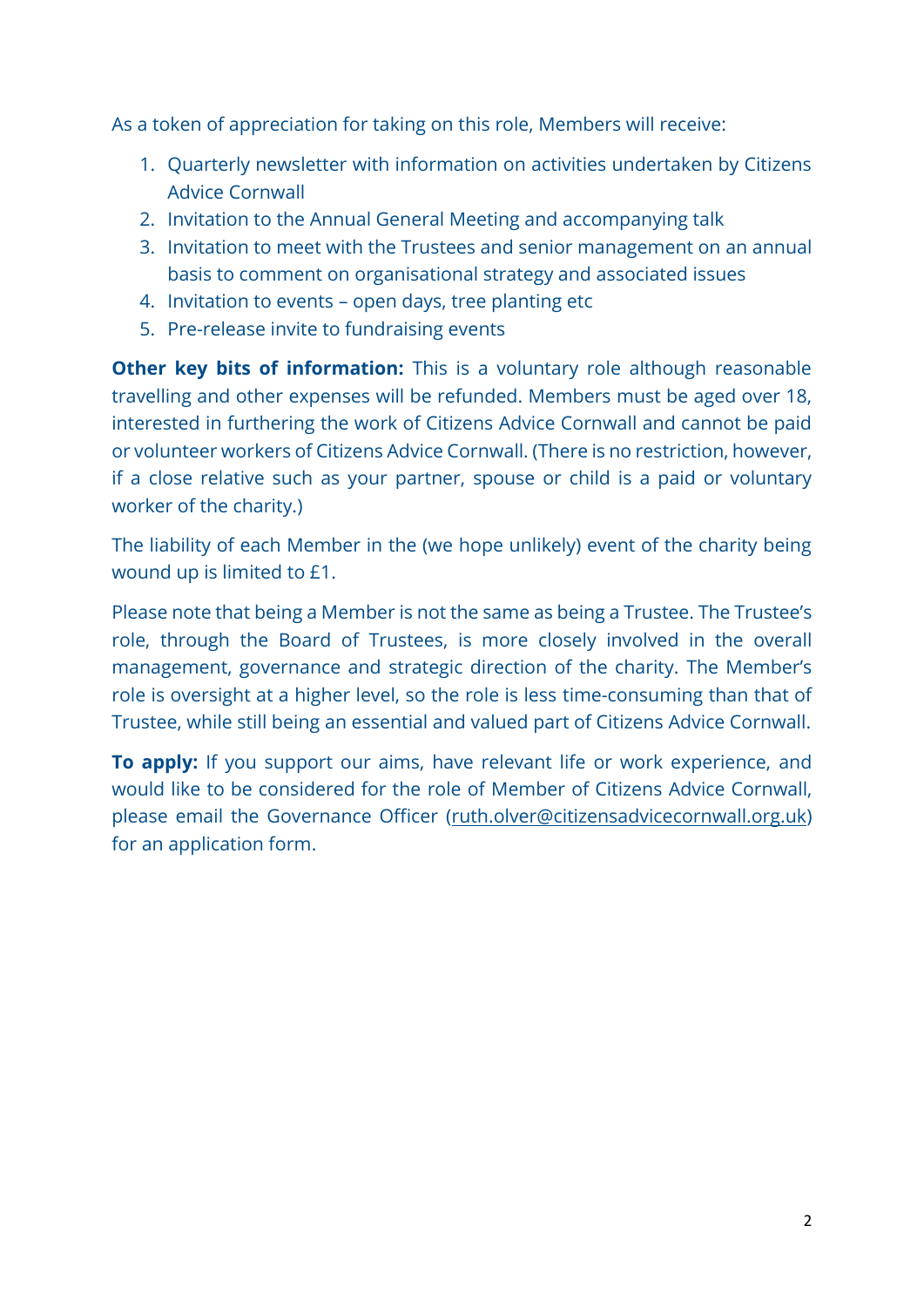As a token of appreciation for taking on this role, Members will receive:

1. Quarterly newsletter with information on activities undertaken by Citizens Advice Cornwall
2. Invitation to the Annual General Meeting and accompanying talk
3. Invitation to meet with the Trustees and senior management on an annual basis to comment on organisational strategy and associated issues
4. Invitation to events – open days, tree planting etc
5. Pre-release invite to fundraising events

**Other key bits of information:** This is a voluntary role although reasonable travelling and other expenses will be refunded. Members must be aged over 18, interested in furthering the work of Citizens Advice Cornwall and cannot be paid or volunteer workers of Citizens Advice Cornwall. (There is no restriction, however, if a close relative such as your partner, spouse or child is a paid or voluntary worker of the charity.)

The liability of each Member in the (we hope unlikely) event of the charity being wound up is limited to £1.

Please note that being a Member is not the same as being a Trustee. The Trustee's role, through the Board of Trustees, is more closely involved in the overall management, governance and strategic direction of the charity. The Member's role is oversight at a higher level, so the role is less time-consuming than that of Trustee, while still being an essential and valued part of Citizens Advice Cornwall.

**To apply:** If you support our aims, have relevant life or work experience, and would like to be considered for the role of Member of Citizens Advice Cornwall, please email the Governance Officer (ruth.olver@citizensadvicecornwall.org.uk) for an application form.